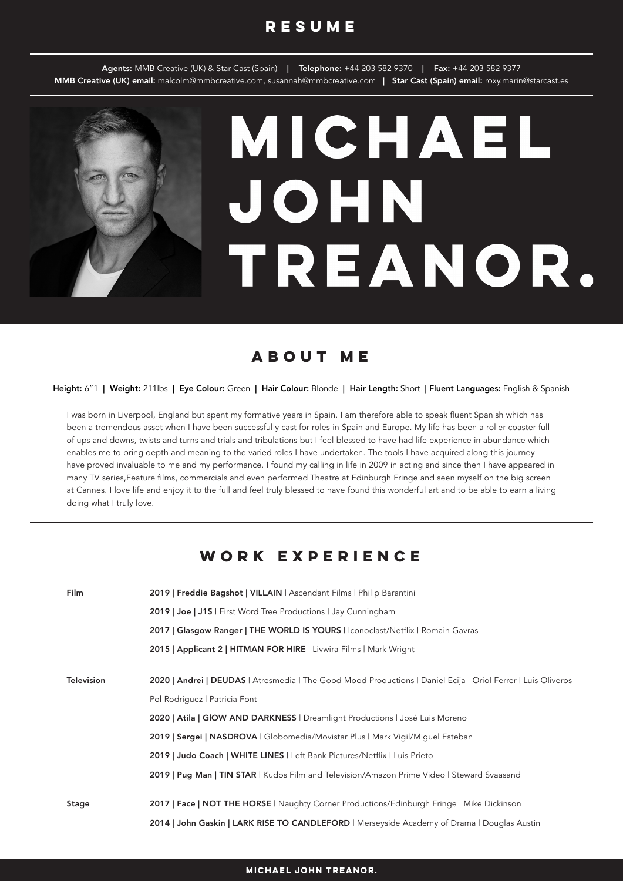# RESUME

**Agents:** MMB Creative (UK) & Star Cast (Spain) | **Telephone:** +44 203 582 9370 | **Fax:** +44 203 582 9377
**MMB Creative (UK) email:** malcolm@mmbcreative.com, susannah@mmbcreative.com | **Star Cast (Spain) email:** roxy.marin@starcast.es

# MICHAEL JOHN TREANOR.

## ABOUT ME

**Height:** 6"1 | **Weight:** 211lbs | **Eye Colour:** Green | **Hair Colour:** Blonde | **Hair Length:** Short | **Fluent Languages:** English & Spanish

I was born in Liverpool, England but spent my formative years in Spain. I am therefore able to speak fluent Spanish which has been a tremendous asset when I have been successfully cast for roles in Spain and Europe. My life has been a roller coaster full of ups and downs, twists and turns and trials and tribulations but I feel blessed to have had life experience in abundance which enables me to bring depth and meaning to the varied roles I have undertaken. The tools I have acquired along this journey have proved invaluable to me and my performance. I found my calling in life in 2009 in acting and since then I have appeared in many TV series,Feature films, commercials and even performed Theatre at Edinburgh Fringe and seen myself on the big screen at Cannes. I love life and enjoy it to the full and feel truly blessed to have found this wonderful art and to be able to earn a living doing what I truly love.

## WORK EXPERIENCE

**Film**

- **2019 | Freddie Bagshot | VILLAIN** | Ascendant Films | Philip Barantini
- **2019 | Joe | J1S** | First Word Tree Productions | Jay Cunningham
- **2017 | Glasgow Ranger | THE WORLD IS YOURS** | Iconoclast/Netflix | Romain Gavras
- **2015 | Applicant 2 | HITMAN FOR HIRE** | Livwira Films | Mark Wright

**Television**

- **2020 | Andrei | DEUDAS** | Atresmedia | The Good Mood Productions | Daniel Ecija | Oriol Ferrer | Luis Oliveros Pol Rodríguez | Patricia Font
- **2020 | Atila | GlOW AND DARKNESS** | Dreamlight Productions | José Luis Moreno
- **2019 | Sergei | NASDROVA** | Globomedia/Movistar Plus | Mark Vigil/Miguel Esteban
- **2019 | Judo Coach | WHITE LINES** | Left Bank Pictures/Netflix | Luis Prieto
- **2019 | Pug Man | TIN STAR** | Kudos Film and Television/Amazon Prime Video | Steward Svaasand

**Stage**

- **2017 | Face | NOT THE HORSE** | Naughty Corner Productions/Edinburgh Fringe | Mike Dickinson
- **2014 | John Gaskin | LARK RISE TO CANDLEFORD** | Merseyside Academy of Drama | Douglas Austin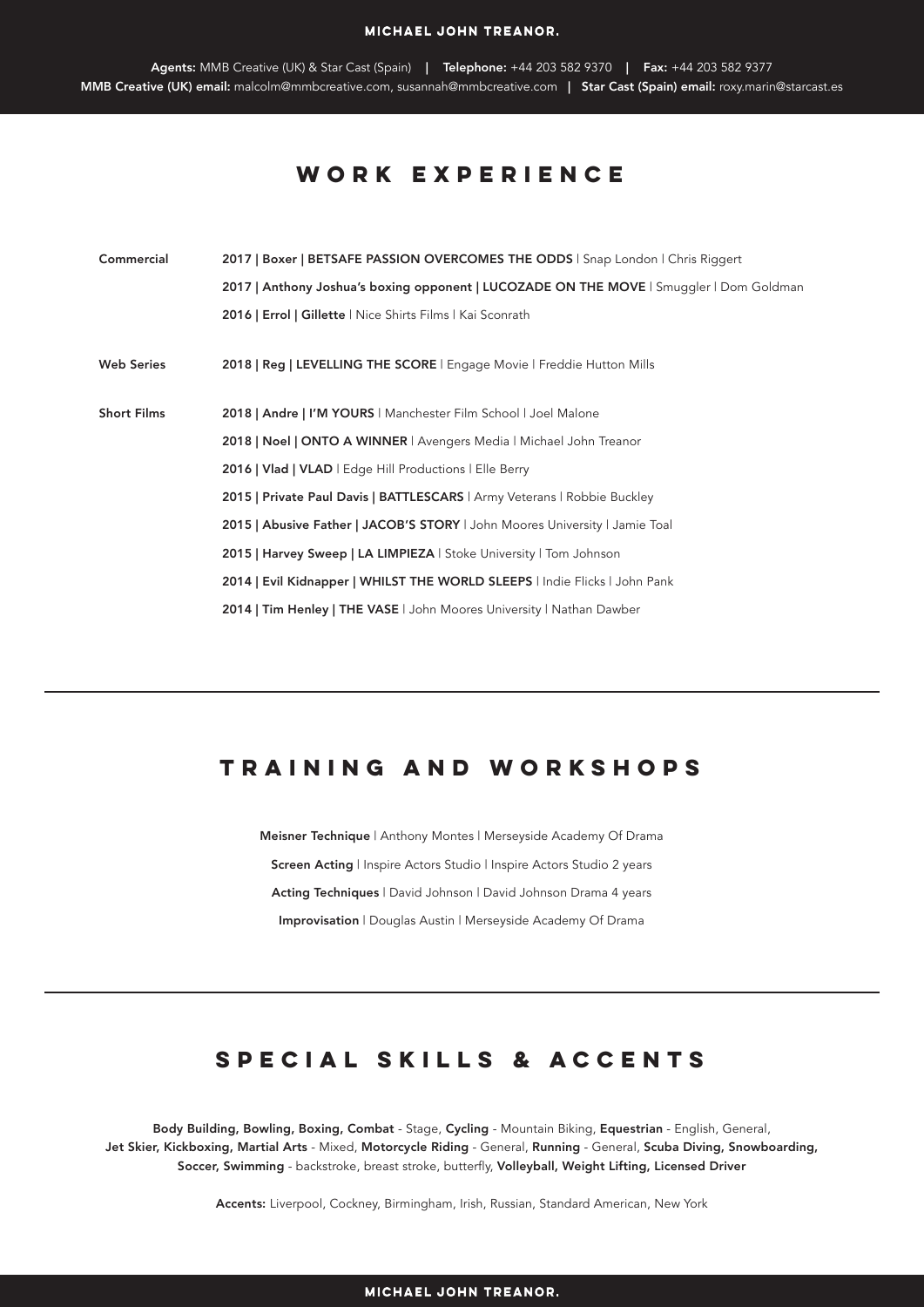**Agents:** MMB Creative (UK) & Star Cast (Spain) | **Telephone:** +44 203 582 9370 | **Fax:** +44 203 582 9377
**MMB Creative (UK) email:** malcolm@mmbcreative.com, susannah@mmbcreative.com | **Star Cast (Spain) email:** roxy.marin@starcast.es

# WORK EXPERIENCE

| | |
|---|---|
| Commercial | **2017 \| Boxer \| BETSAFE PASSION OVERCOMES THE ODDS** \| Snap London \| Chris Riggert |
| | **2017 \| Anthony Joshua's boxing opponent \| LUCOZADE ON THE MOVE** \| Smuggler \| Dom Goldman |
| | **2016 \| Errol \| Gillette** \| Nice Shirts Films \| Kai Sconrath |
| Web Series | **2018 \| Reg \| LEVELLING THE SCORE** \| Engage Movie \| Freddie Hutton Mills |
| Short Films | **2018 \| Andre \| I'M YOURS** \| Manchester Film School \| Joel Malone |
| | **2018 \| Noel \| ONTO A WINNER** \| Avengers Media \| Michael John Treanor |
| | **2016 \| Vlad \| VLAD** \| Edge Hill Productions \| Elle Berry |
| | **2015 \| Private Paul Davis \| BATTLESCARS** \| Army Veterans \| Robbie Buckley |
| | **2015 \| Abusive Father \| JACOB'S STORY** \| John Moores University \| Jamie Toal |
| | **2015 \| Harvey Sweep \| LA LIMPIEZA** \| Stoke University \| Tom Johnson |
| | **2014 \| Evil Kidnapper \| WHILST THE WORLD SLEEPS** \| Indie Flicks \| John Pank |
| | **2014 \| Tim Henley \| THE VASE** \| John Moores University \| Nathan Dawber |

# TRAINING AND WORKSHOPS

**Meisner Technique** | Anthony Montes | Merseyside Academy Of Drama

**Screen Acting** | Inspire Actors Studio | Inspire Actors Studio 2 years

**Acting Techniques** | David Johnson | David Johnson Drama 4 years

**Improvisation** | Douglas Austin | Merseyside Academy Of Drama

# SPECIAL SKILLS & ACCENTS

**Body Building, Bowling, Boxing, Combat** - Stage, **Cycling** - Mountain Biking, **Equestrian** - English, General, **Jet Skier, Kickboxing, Martial Arts** - Mixed, **Motorcycle Riding** - General, **Running** - General, **Scuba Diving, Snowboarding, Soccer, Swimming** - backstroke, breast stroke, butterfly, **Volleyball, Weight Lifting, Licensed Driver**

**Accents:** Liverpool, Cockney, Birmingham, Irish, Russian, Standard American, New York